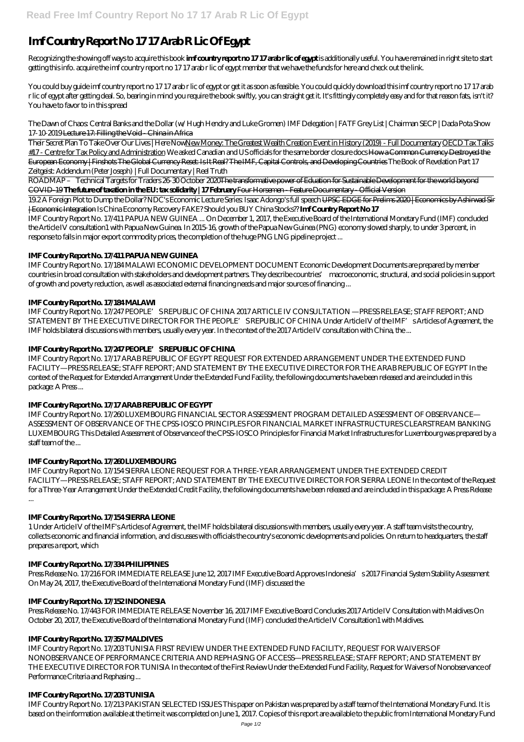# Imf Country Report No 17 17 Arab R Lic Of Egypt

Recognizing the showing off ways to acquire this book **imf country report no 17 17 arab r lic of egypt** is additionally useful. You have remained in right site to start getting this info. acquire the imf country report no 17 17 arab r lic of egypt member that we have the funds for here and check out the link.

You could buy guide imf country report no 17 17 arab r lic of egypt or get it as soon as feasible. You could quickly download this imf country report no 17 17 arab r lic of egypt after getting deal. So, bearing in mind you require the book swiftly, you can straight get it. It's fittingly completely easy and for that reason fats, isn't it? You have to favor to in this spread

*The Dawn of Chaos: Central Banks and the Dollar (w/ Hugh Hendry and Luke Gromen) IMF Delegation | FATF Grey List | Chairman SECP | Dada Pota Show 17-10-2019* ~~Lecture 17: Filling the Void - China in Africa~~

Their Secret Plan To Take Over Our Lives | Here Now New Money: The Greatest Wealth Creation Event in History (2019) - Full Documentary OECD Tax Talks #17 - Centre for Tax Policy and Administration *We asked Canadian and US officials for the same border closure docs* ~~How a Common Currency Destroyed the European Economy | Finshots~~ ~~The Global Currency Reset: Is It Real? The IMF, Capital Controls, and Developing Countries~~ *The Book of Revelation Part 17 Zeitgeist: Addendum (Peter Joseph) | Full Documentary | Reel Truth*

ROADMAP – Technical Targets for Traders 26-30 October 2020 ~~The transformative power of Eduation for Sustainable Development for the world beyond COVID-19~~ **The future of taxation in the EU: tax solidarity | 17 February** ~~Four Horsemen - Feature Documentary - Official Version~~

19.2 A Foreign Plot to Dump the Dollar? NDC's Economic Lecture Series: Isaac Adongo's full speech ~~UPSC EDGE for Prelims 2020 | Economics by Ashirwad Sir | Economic Integration~~ *Is China Economy Recovery FAKE? Should you BUY China Stocks??* **Imf Country Report No 17**

IMF Country Report No. 17/411 PAPUA NEW GUINEA ... On December 1, 2017, the Executive Board of the International Monetary Fund (IMF) concluded the Article IV consultation1 with Papua New Guinea. In 2015-16, growth of the Papua New Guinea (PNG) economy slowed sharply, to under 3 percent, in response to falls in major export commodity prices, the completion of the huge PNG LNG pipeline project ...

## IMF Country Report No. 17/411 PAPUA NEW GUINEA

IMF Country Report No. 17/184 MALAWI ECONOMIC DEVELOPMENT DOCUMENT Economic Development Documents are prepared by member countries in broad consultation with stakeholders and development partners. They describe countries' macroeconomic, structural, and social policies in support of growth and poverty reduction, as well as associated external financing needs and major sources of financing ...

## IMF Country Report No. 17/184 MALAWI

IMF Country Report No. 17/247 PEOPLE'S REPUBLIC OF CHINA 2017 ARTICLE IV CONSULTATION —PRESS RELEASE; STAFF REPORT; AND STATEMENT BY THE EXECUTIVE DIRECTOR FOR THE PEOPLE'S REPUBLIC OF CHINA Under Article IV of the IMF's Articles of Agreement, the IMF holds bilateral discussions with members, usually every year. In the context of the 2017 Article IV consultation with China, the ...

## IMF Country Report No. 17/247 PEOPLE'S REPUBLIC OF CHINA

IMF Country Report No. 17/17 ARAB REPUBLIC OF EGYPT REQUEST FOR EXTENDED ARRANGEMENT UNDER THE EXTENDED FUND FACILITY—PRESS RELEASE; STAFF REPORT; AND STATEMENT BY THE EXECUTIVE DIRECTOR FOR THE ARAB REPUBLIC OF EGYPT In the context of the Request for Extended Arrangement Under the Extended Fund Facility, the following documents have been released and are included in this package: A Press ...

## IMF Country Report No. 17/17 ARAB REPUBLIC OF EGYPT

IMF Country Report No. 17/260 LUXEMBOURG FINANCIAL SECTOR ASSESSMENT PROGRAM DETAILED ASSESSMENT OF OBSERVANCE—ASSESSMENT OF OBSERVANCE OF THE CPSS-IOSCO PRINCIPLES FOR FINANCIAL MARKET INFRASTRUCTURES CLEARSTREAM BANKING LUXEMBOURG This Detailed Assessment of Observance of the CPSS-IOSCO Principles for Financial Market Infrastructures for Luxembourg was prepared by a staff team of the ...

## IMF Country Report No. 17/260 LUXEMBOURG

IMF Country Report No. 17/154 SIERRA LEONE REQUEST FOR A THREE-YEAR ARRANGEMENT UNDER THE EXTENDED CREDIT FACILITY—PRESS RELEASE; STAFF REPORT; AND STATEMENT BY THE EXECUTIVE DIRECTOR FOR SIERRA LEONE In the context of the Request for a Three-Year Arrangement Under the Extended Credit Facility, the following documents have been released and are included in this package: A Press Release ...

## IMF Country Report No. 17/154 SIERRA LEONE

1 Under Article IV of the IMF's Articles of Agreement, the IMF holds bilateral discussions with members, usually every year. A staff team visits the country, collects economic and financial information, and discusses with officials the country's economic developments and policies. On return to headquarters, the staff prepares a report, which

## IMF Country Report No. 17/334 PHILIPPINES

Press Release No. 17/216 FOR IMMEDIATE RELEASE June 12, 2017 IMF Executive Board Approves Indonesia's 2017 Financial System Stability Assessment On May 24, 2017, the Executive Board of the International Monetary Fund (IMF) discussed the

## IMF Country Report No. 17/152 INDONESIA

Press Release No. 17/443 FOR IMMEDIATE RELEASE November 16, 2017 IMF Executive Board Concludes 2017 Article IV Consultation with Maldives On October 20, 2017, the Executive Board of the International Monetary Fund (IMF) concluded the Article IV Consultation1 with Maldives.

## IMF Country Report No. 17/357 MALDIVES

IMF Country Report No. 17/203 TUNISIA FIRST REVIEW UNDER THE EXTENDED FUND FACILITY, REQUEST FOR WAIVERS OF NONOBSERVANCE OF PERFORMANCE CRITERIA AND REPHASING OF ACCESS—PRESS RELEASE; STAFF REPORT; AND STATEMENT BY THE EXECUTIVE DIRECTOR FOR TUNISIA In the context of the First Review Under the Extended Fund Facility, Request for Waivers of Nonobservance of Performance Criteria and Rephasing ...

## IMF Country Report No. 17/203 TUNISIA

IMF Country Report No. 17/213 PAKISTAN SELECTED ISSUES This paper on Pakistan was prepared by a staff team of the International Monetary Fund. It is based on the information available at the time it was completed on June 1, 2017. Copies of this report are available to the public from International Monetary Fund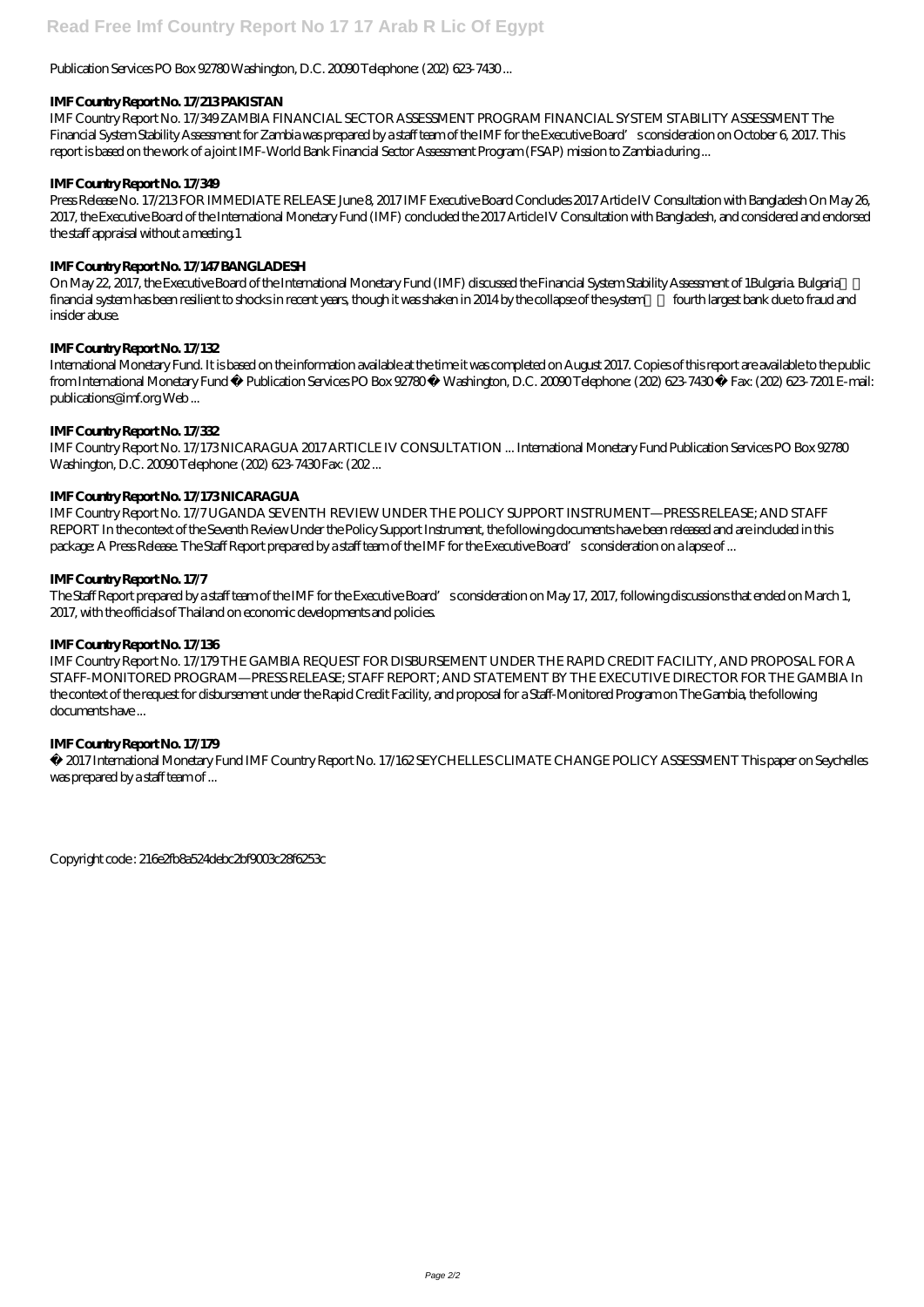Publication Services PO Box 92780 Washington, D.C. 20090 Telephone: (202) 623-7430 ...

## IMF Country Report No. 17/213 PAKISTAN

IMF Country Report No. 17/349 ZAMBIA FINANCIAL SECTOR ASSESSMENT PROGRAM FINANCIAL SYSTEM STABILITY ASSESSMENT The Financial System Stability Assessment for Zambia was prepared by a staff team of the IMF for the Executive Board's consideration on October 6, 2017. This report is based on the work of a joint IMF-World Bank Financial Sector Assessment Program (FSAP) mission to Zambia during ...

## IMF Country Report No. 17/349

Press Release No. 17/213 FOR IMMEDIATE RELEASE June 8, 2017 IMF Executive Board Concludes 2017 Article IV Consultation with Bangladesh On May 26, 2017, the Executive Board of the International Monetary Fund (IMF) concluded the 2017 Article IV Consultation with Bangladesh, and considered and endorsed the staff appraisal without a meeting.1

## IMF Country Report No. 17/147 BANGLADESH

On May 22, 2017, the Executive Board of the International Monetary Fund (IMF) discussed the Financial System Stability Assessment of 1Bulgaria. Bulgaria financial system has been resilient to shocks in recent years, though it was shaken in 2014 by the collapse of the system fourth largest bank due to fraud and insider abuse.

## IMF Country Report No. 17/132

International Monetary Fund. It is based on the information available at the time it was completed on August 2017. Copies of this report are available to the public from International Monetary Fund • Publication Services PO Box 92780 • Washington, D.C. 20090 Telephone: (202) 623-7430 • Fax: (202) 623-7201 E-mail: publications@imf.org Web ...

## IMF Country Report No. 17/332

IMF Country Report No. 17/173 NICARAGUA 2017 ARTICLE IV CONSULTATION ... International Monetary Fund Publication Services PO Box 92780 Washington, D.C. 20090 Telephone: (202) 623-7430 Fax: (202 ...

## IMF Country Report No. 17/173 NICARAGUA

IMF Country Report No. 17/7 UGANDA SEVENTH REVIEW UNDER THE POLICY SUPPORT INSTRUMENT—PRESS RELEASE; AND STAFF REPORT In the context of the Seventh Review Under the Policy Support Instrument, the following documents have been released and are included in this package: A Press Release. The Staff Report prepared by a staff team of the IMF for the Executive Board's consideration on a lapse of ...

## IMF Country Report No. 17/7

The Staff Report prepared by a staff team of the IMF for the Executive Board's consideration on May 17, 2017, following discussions that ended on March 1, 2017, with the officials of Thailand on economic developments and policies.

## IMF Country Report No. 17/136

IMF Country Report No. 17/179 THE GAMBIA REQUEST FOR DISBURSEMENT UNDER THE RAPID CREDIT FACILITY, AND PROPOSAL FOR A STAFF-MONITORED PROGRAM—PRESS RELEASE; STAFF REPORT; AND STATEMENT BY THE EXECUTIVE DIRECTOR FOR THE GAMBIA In the context of the request for disbursement under the Rapid Credit Facility, and proposal for a Staff-Monitored Program on The Gambia, the following documents have ...

## IMF Country Report No. 17/179

© 2017 International Monetary Fund IMF Country Report No. 17/162 SEYCHELLES CLIMATE CHANGE POLICY ASSESSMENT This paper on Seychelles was prepared by a staff team of ...

Copyright code : 216e2fb8a524debc2bf9003c28f6253c